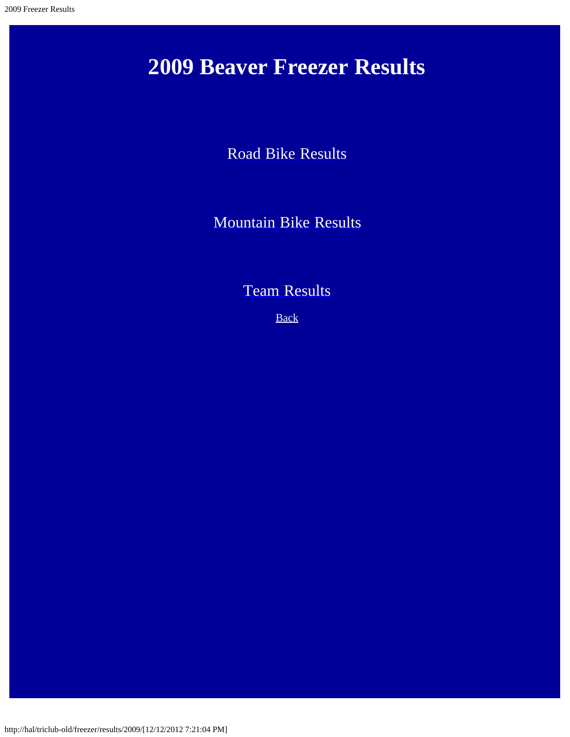# 2009 Beaver Freezer Results

Road Bike Results

Mountain Bike Results

Team Results

Back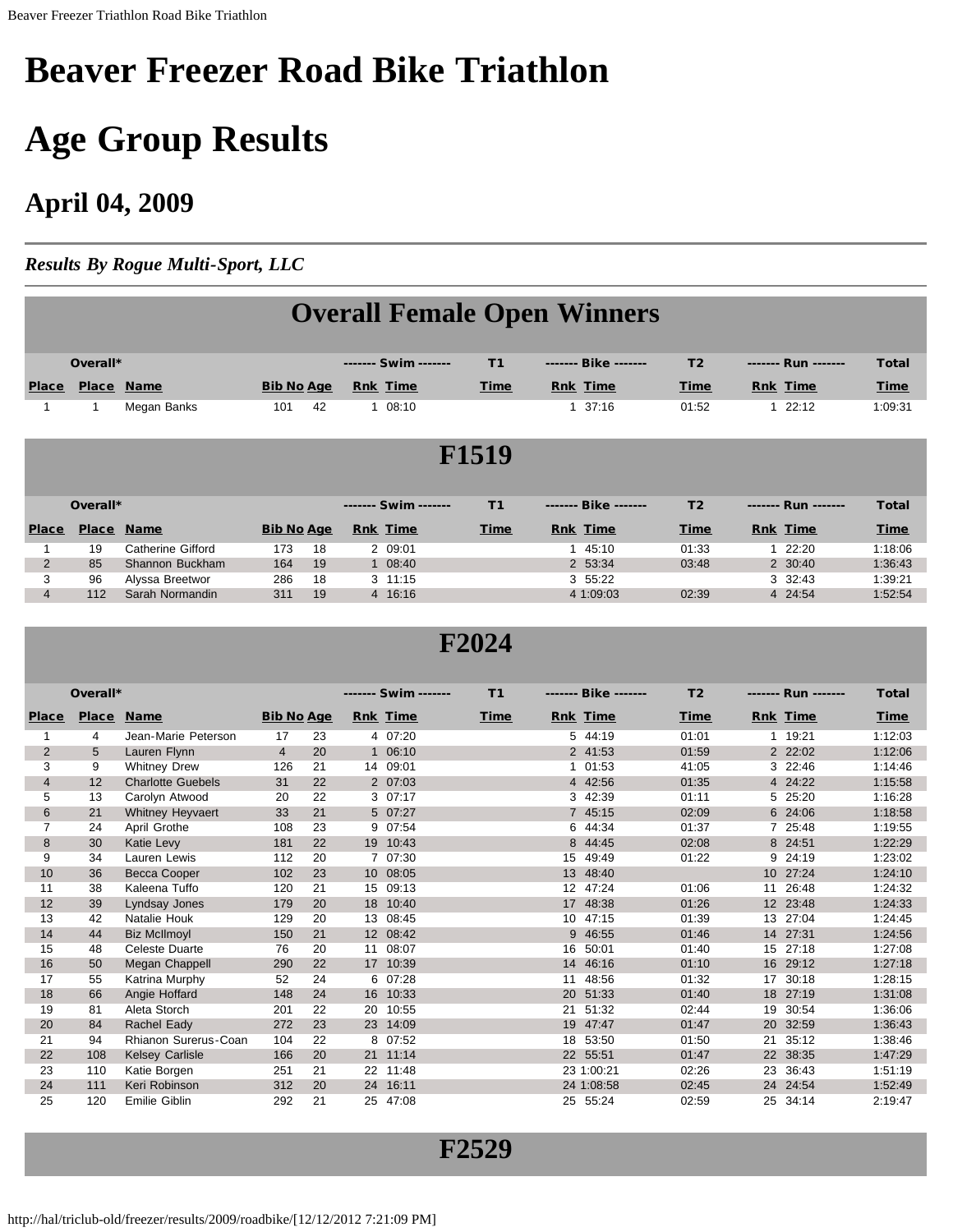# Beaver Freezer Road Bike Triathlon

# Age Group Results

## April 04, 2009

***Results By Rogue Multi-Sport, LLC***

## Overall Female Open Winners

| | Overall* | | | | ------- Swim ------- | | T1 | ------- Bike ------- | | T2 | ------- Run ------- | | Total |
|---|---|---|---|---|---|---|---|---|---|---|---|---|---|
| **Place** | **Place** | **Name** | **Bib No** | **Age** | **Rnk** | **Time** | **Time** | **Rnk** | **Time** | **Time** | **Rnk** | **Time** | **Time** |
| 1 | 1 | Megan Banks | 101 | 42 | 1 | 08:10 | | 1 | 37:16 | 01:52 | 1 | 22:12 | 1:09:31 |

## F1519

| | Overall* | | | | ------- Swim ------- | | T1 | ------- Bike ------- | | T2 | ------- Run ------- | | Total |
|---|---|---|---|---|---|---|---|---|---|---|---|---|---|
| **Place** | **Place** | **Name** | **Bib No** | **Age** | **Rnk** | **Time** | **Time** | **Rnk** | **Time** | **Time** | **Rnk** | **Time** | **Time** |
| 1 | 19 | Catherine Gifford | 173 | 18 | 2 | 09:01 | | 1 | 45:10 | 01:33 | 1 | 22:20 | 1:18:06 |
| 2 | 85 | Shannon Buckham | 164 | 19 | 1 | 08:40 | | 2 | 53:34 | 03:48 | 2 | 30:40 | 1:36:43 |
| 3 | 96 | Alyssa Breetwor | 286 | 18 | 3 | 11:15 | | 3 | 55:22 | | 3 | 32:43 | 1:39:21 |
| 4 | 112 | Sarah Normandin | 311 | 19 | 4 | 16:16 | | 4 | 1:09:03 | 02:39 | 4 | 24:54 | 1:52:54 |

## F2024

| | Overall* | | | | ------- Swim ------- | | T1 | ------- Bike ------- | | T2 | ------- Run ------- | | Total |
|---|---|---|---|---|---|---|---|---|---|---|---|---|---|
| **Place** | **Place** | **Name** | **Bib No** | **Age** | **Rnk** | **Time** | **Time** | **Rnk** | **Time** | **Time** | **Rnk** | **Time** | **Time** |
| 1 | 4 | Jean-Marie Peterson | 17 | 23 | 4 | 07:20 | | 5 | 44:19 | 01:01 | 1 | 19:21 | 1:12:03 |
| 2 | 5 | Lauren Flynn | 4 | 20 | 1 | 06:10 | | 2 | 41:53 | 01:59 | 2 | 22:02 | 1:12:06 |
| 3 | 9 | Whitney Drew | 126 | 21 | 14 | 09:01 | | 1 | 01:53 | 41:05 | 3 | 22:46 | 1:14:46 |
| 4 | 12 | Charlotte Guebels | 31 | 22 | 2 | 07:03 | | 4 | 42:56 | 01:35 | 4 | 24:22 | 1:15:58 |
| 5 | 13 | Carolyn Atwood | 20 | 22 | 3 | 07:17 | | 3 | 42:39 | 01:11 | 5 | 25:20 | 1:16:28 |
| 6 | 21 | Whitney Heyvaert | 33 | 21 | 5 | 07:27 | | 7 | 45:15 | 02:09 | 6 | 24:06 | 1:18:58 |
| 7 | 24 | April Grothe | 108 | 23 | 9 | 07:54 | | 6 | 44:34 | 01:37 | 7 | 25:48 | 1:19:55 |
| 8 | 30 | Katie Levy | 181 | 22 | 19 | 10:43 | | 8 | 44:45 | 02:08 | 8 | 24:51 | 1:22:29 |
| 9 | 34 | Lauren Lewis | 112 | 20 | 7 | 07:30 | | 15 | 49:49 | 01:22 | 9 | 24:19 | 1:23:02 |
| 10 | 36 | Becca Cooper | 102 | 23 | 10 | 08:05 | | 13 | 48:40 | | 10 | 27:24 | 1:24:10 |
| 11 | 38 | Kaleena Tuffo | 120 | 21 | 15 | 09:13 | | 12 | 47:24 | 01:06 | 11 | 26:48 | 1:24:32 |
| 12 | 39 | Lyndsay Jones | 179 | 20 | 18 | 10:40 | | 17 | 48:38 | 01:26 | 12 | 23:48 | 1:24:33 |
| 13 | 42 | Natalie Houk | 129 | 20 | 13 | 08:45 | | 10 | 47:15 | 01:39 | 13 | 27:04 | 1:24:45 |
| 14 | 44 | Biz McIlmoyl | 150 | 21 | 12 | 08:42 | | 9 | 46:55 | 01:46 | 14 | 27:31 | 1:24:56 |
| 15 | 48 | Celeste Duarte | 76 | 20 | 11 | 08:07 | | 16 | 50:01 | 01:40 | 15 | 27:18 | 1:27:08 |
| 16 | 50 | Megan Chappell | 290 | 22 | 17 | 10:39 | | 14 | 46:16 | 01:10 | 16 | 29:12 | 1:27:18 |
| 17 | 55 | Katrina Murphy | 52 | 24 | 6 | 07:28 | | 11 | 48:56 | 01:32 | 17 | 30:18 | 1:28:15 |
| 18 | 66 | Angie Hoffard | 148 | 24 | 16 | 10:33 | | 20 | 51:33 | 01:40 | 18 | 27:19 | 1:31:08 |
| 19 | 81 | Aleta Storch | 201 | 22 | 20 | 10:55 | | 21 | 51:32 | 02:44 | 19 | 30:54 | 1:36:06 |
| 20 | 84 | Rachel Eady | 272 | 23 | 23 | 14:09 | | 19 | 47:47 | 01:47 | 20 | 32:59 | 1:36:43 |
| 21 | 94 | Rhianon Surerus-Coan | 104 | 22 | 8 | 07:52 | | 18 | 53:50 | 01:50 | 21 | 35:12 | 1:38:46 |
| 22 | 108 | Kelsey Carlisle | 166 | 20 | 21 | 11:14 | | 22 | 55:51 | 01:47 | 22 | 38:35 | 1:47:29 |
| 23 | 110 | Katie Borgen | 251 | 21 | 22 | 11:48 | | 23 | 1:00:21 | 02:26 | 23 | 36:43 | 1:51:19 |
| 24 | 111 | Keri Robinson | 312 | 20 | 24 | 16:11 | | 24 | 1:08:58 | 02:45 | 24 | 24:54 | 1:52:49 |
| 25 | 120 | Emilie Giblin | 292 | 21 | 25 | 47:08 | | 25 | 55:24 | 02:59 | 25 | 34:14 | 2:19:47 |

## F2529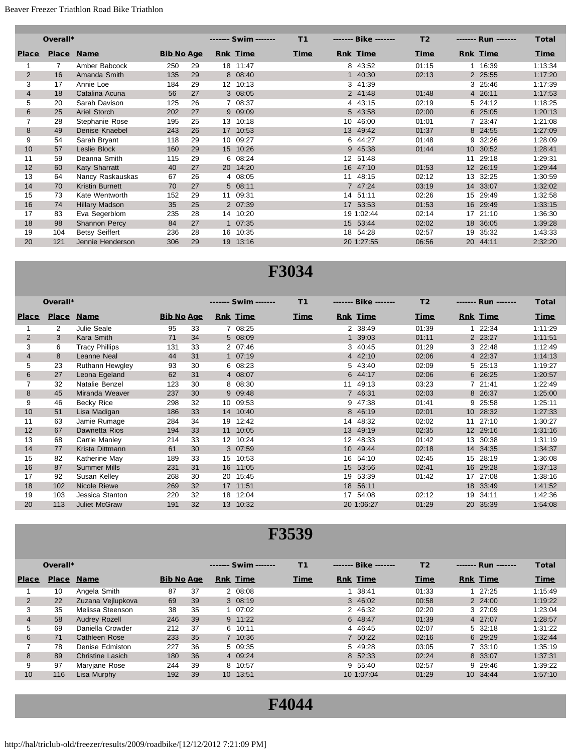| Place | Overall* Place | Name | Bib No | Age | Swim Rnk | Swim Time | T1 Time | Bike Rnk | Bike Time | T2 Time | Run Rnk | Run Time | Total Time |
|---|---|---|---|---|---|---|---|---|---|---|---|---|---|
| 1 | 7 | Amber Babcock | 250 | 29 | 18 | 11:47 | | 8 | 43:52 | 01:15 | 1 | 16:39 | 1:13:34 |
| 2 | 16 | Amanda Smith | 135 | 29 | 8 | 08:40 | | 1 | 40:30 | 02:13 | 2 | 25:55 | 1:17:20 |
| 3 | 17 | Annie Loe | 184 | 29 | 12 | 10:13 | | 3 | 41:39 | | 3 | 25:46 | 1:17:39 |
| 4 | 18 | Catalina Acuna | 56 | 27 | 3 | 08:05 | | 2 | 41:48 | 01:48 | 4 | 26:11 | 1:17:53 |
| 5 | 20 | Sarah Davison | 125 | 26 | 7 | 08:37 | | 4 | 43:15 | 02:19 | 5 | 24:12 | 1:18:25 |
| 6 | 25 | Ariel Storch | 202 | 27 | 9 | 09:09 | | 5 | 43:58 | 02:00 | 6 | 25:05 | 1:20:13 |
| 7 | 28 | Stephanie Rose | 195 | 25 | 13 | 10:18 | | 10 | 46:00 | 01:01 | 7 | 23:47 | 1:21:08 |
| 8 | 49 | Denise Knaebel | 243 | 26 | 17 | 10:53 | | 13 | 49:42 | 01:37 | 8 | 24:55 | 1:27:09 |
| 9 | 54 | Sarah Bryant | 118 | 29 | 10 | 09:27 | | 6 | 44:27 | 01:48 | 9 | 32:26 | 1:28:09 |
| 10 | 57 | Leslie Block | 160 | 29 | 15 | 10:26 | | 9 | 45:38 | 01:44 | 10 | 30:52 | 1:28:41 |
| 11 | 59 | Deanna Smith | 115 | 29 | 6 | 08:24 | | 12 | 51:48 | | 11 | 29:18 | 1:29:31 |
| 12 | 60 | Katy Sharratt | 40 | 27 | 20 | 14:20 | | 16 | 47:10 | 01:53 | 12 | 26:19 | 1:29:44 |
| 13 | 64 | Nancy Raskauskas | 67 | 26 | 4 | 08:05 | | 11 | 48:15 | 02:12 | 13 | 32:25 | 1:30:59 |
| 14 | 70 | Kristin Burnett | 70 | 27 | 5 | 08:11 | | 7 | 47:24 | 03:19 | 14 | 33:07 | 1:32:02 |
| 15 | 73 | Kate Wentworth | 152 | 29 | 11 | 09:31 | | 14 | 51:11 | 02:26 | 15 | 29:49 | 1:32:58 |
| 16 | 74 | Hillary Madson | 35 | 25 | 2 | 07:39 | | 17 | 53:53 | 01:53 | 16 | 29:49 | 1:33:15 |
| 17 | 83 | Eva Segerblom | 235 | 28 | 14 | 10:20 | | 19 | 1:02:44 | 02:14 | 17 | 21:10 | 1:36:30 |
| 18 | 98 | Shannon Percy | 84 | 27 | 1 | 07:35 | | 15 | 53:44 | 02:02 | 18 | 36:05 | 1:39:28 |
| 19 | 104 | Betsy Seiffert | 236 | 28 | 16 | 10:35 | | 18 | 54:28 | 02:57 | 19 | 35:32 | 1:43:33 |
| 20 | 121 | Jennie Henderson | 306 | 29 | 19 | 13:16 | | 20 | 1:27:55 | 06:56 | 20 | 44:11 | 2:32:20 |

# F3034

| Place | Overall* Place | Name | Bib No | Age | Swim Rnk | Swim Time | T1 Time | Bike Rnk | Bike Time | T2 Time | Run Rnk | Run Time | Total Time |
|---|---|---|---|---|---|---|---|---|---|---|---|---|---|
| 1 | 2 | Julie Seale | 95 | 33 | 7 | 08:25 | | 2 | 38:49 | 01:39 | 1 | 22:34 | 1:11:29 |
| 2 | 3 | Kara Smith | 71 | 34 | 5 | 08:09 | | 1 | 39:03 | 01:11 | 2 | 23:27 | 1:11:51 |
| 3 | 6 | Tracy Phillips | 131 | 33 | 2 | 07:46 | | 3 | 40:45 | 01:29 | 3 | 22:48 | 1:12:49 |
| 4 | 8 | Leanne Neal | 44 | 31 | 1 | 07:19 | | 4 | 42:10 | 02:06 | 4 | 22:37 | 1:14:13 |
| 5 | 23 | Ruthann Hewgley | 93 | 30 | 6 | 08:23 | | 5 | 43:40 | 02:09 | 5 | 25:13 | 1:19:27 |
| 6 | 27 | Leona Egeland | 62 | 31 | 4 | 08:07 | | 6 | 44:17 | 02:06 | 6 | 26:25 | 1:20:57 |
| 7 | 32 | Natalie Benzel | 123 | 30 | 8 | 08:30 | | 11 | 49:13 | 03:23 | 7 | 21:41 | 1:22:49 |
| 8 | 45 | Miranda Weaver | 237 | 30 | 9 | 09:48 | | 7 | 46:31 | 02:03 | 8 | 26:37 | 1:25:00 |
| 9 | 46 | Becky Rice | 298 | 32 | 10 | 09:53 | | 9 | 47:38 | 01:41 | 9 | 25:58 | 1:25:11 |
| 10 | 51 | Lisa Madigan | 186 | 33 | 14 | 10:40 | | 8 | 46:19 | 02:01 | 10 | 28:32 | 1:27:33 |
| 11 | 63 | Jamie Rumage | 284 | 34 | 19 | 12:42 | | 14 | 48:32 | 02:02 | 11 | 27:10 | 1:30:27 |
| 12 | 67 | Dawnetta Rios | 194 | 33 | 11 | 10:05 | | 13 | 49:19 | 02:35 | 12 | 29:16 | 1:31:16 |
| 13 | 68 | Carrie Manley | 214 | 33 | 12 | 10:24 | | 12 | 48:33 | 01:42 | 13 | 30:38 | 1:31:19 |
| 14 | 77 | Krista Dittmann | 61 | 30 | 3 | 07:59 | | 10 | 49:44 | 02:18 | 14 | 34:35 | 1:34:37 |
| 15 | 82 | Katherine May | 189 | 33 | 15 | 10:53 | | 16 | 54:10 | 02:45 | 15 | 28:19 | 1:36:08 |
| 16 | 87 | Summer Mills | 231 | 31 | 16 | 11:05 | | 15 | 53:56 | 02:41 | 16 | 29:28 | 1:37:13 |
| 17 | 92 | Susan Kelley | 268 | 30 | 20 | 15:45 | | 19 | 53:39 | 01:42 | 17 | 27:08 | 1:38:16 |
| 18 | 102 | Nicole Riewe | 269 | 32 | 17 | 11:51 | | 18 | 56:11 | | 18 | 33:49 | 1:41:52 |
| 19 | 103 | Jessica Stanton | 220 | 32 | 18 | 12:04 | | 17 | 54:08 | 02:12 | 19 | 34:11 | 1:42:36 |
| 20 | 113 | Juliet McGraw | 191 | 32 | 13 | 10:32 | | 20 | 1:06:27 | 01:29 | 20 | 35:39 | 1:54:08 |

# F3539

| Place | Overall* Place | Name | Bib No | Age | Swim Rnk | Swim Time | T1 Time | Bike Rnk | Bike Time | T2 Time | Run Rnk | Run Time | Total Time |
|---|---|---|---|---|---|---|---|---|---|---|---|---|---|
| 1 | 10 | Angela Smith | 87 | 37 | 2 | 08:08 | | 1 | 38:41 | 01:33 | 1 | 27:25 | 1:15:49 |
| 2 | 22 | Zuzana Vejlupkova | 69 | 39 | 3 | 08:19 | | 3 | 46:02 | 00:58 | 2 | 24:00 | 1:19:22 |
| 3 | 35 | Melissa Steenson | 38 | 35 | 1 | 07:02 | | 2 | 46:32 | 02:20 | 3 | 27:09 | 1:23:04 |
| 4 | 58 | Audrey Rozell | 246 | 39 | 9 | 11:22 | | 6 | 48:47 | 01:39 | 4 | 27:07 | 1:28:57 |
| 5 | 69 | Daniella Crowder | 212 | 37 | 6 | 10:11 | | 4 | 46:45 | 02:07 | 5 | 32:18 | 1:31:22 |
| 6 | 71 | Cathleen Rose | 233 | 35 | 7 | 10:36 | | 7 | 50:22 | 02:16 | 6 | 29:29 | 1:32:44 |
| 7 | 78 | Denise Edmiston | 227 | 36 | 5 | 09:35 | | 5 | 49:28 | 03:05 | 7 | 33:10 | 1:35:19 |
| 8 | 89 | Christine Lasich | 180 | 36 | 4 | 09:24 | | 8 | 52:33 | 02:24 | 8 | 33:07 | 1:37:31 |
| 9 | 97 | Maryjane Rose | 244 | 39 | 8 | 10:57 | | 9 | 55:40 | 02:57 | 9 | 29:46 | 1:39:22 |
| 10 | 116 | Lisa Murphy | 192 | 39 | 10 | 13:51 | | 10 | 1:07:04 | 01:29 | 10 | 34:44 | 1:57:10 |

# F4044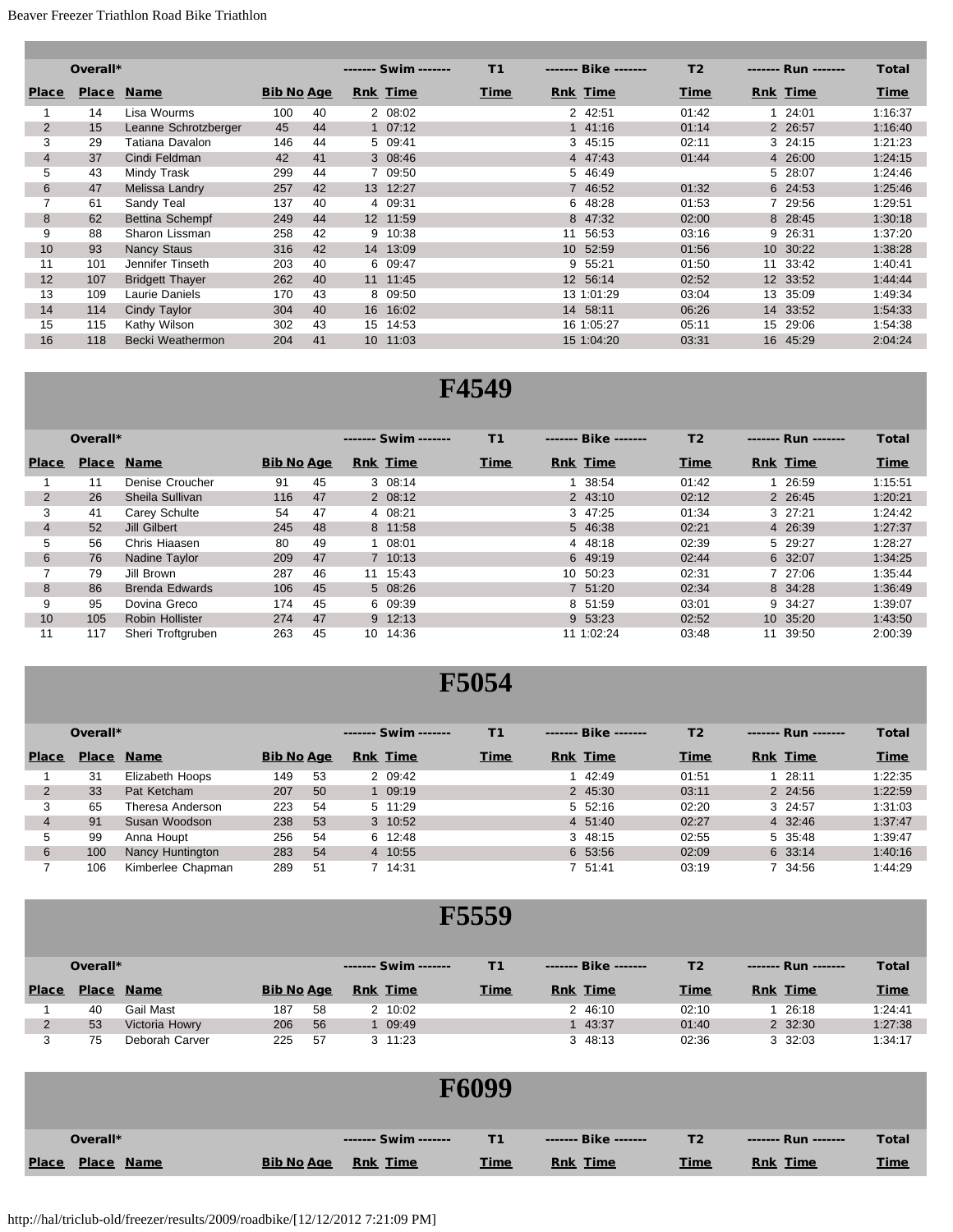| Overall* | | | | | ------- Swim ------- | | T1 | ------- Bike ------- | | T2 | ------- Run ------- | | Total |
|---|---|---|---|---|---|---|---|---|---|---|---|---|---|
| Place | Place | Name | Bib No | Age | Rnk | Time | Time | Rnk | Time | Time | Rnk | Time | Time |
| 1 | 14 | Lisa Wourms | 100 | 40 | 2 | 08:02 | | 2 | 42:51 | 01:42 | 1 | 24:01 | 1:16:37 |
| 2 | 15 | Leanne Schrotzberger | 45 | 44 | 1 | 07:12 | | 1 | 41:16 | 01:14 | 2 | 26:57 | 1:16:40 |
| 3 | 29 | Tatiana Davalon | 146 | 44 | 5 | 09:41 | | 3 | 45:15 | 02:11 | 3 | 24:15 | 1:21:23 |
| 4 | 37 | Cindi Feldman | 42 | 41 | 3 | 08:46 | | 4 | 47:43 | 01:44 | 4 | 26:00 | 1:24:15 |
| 5 | 43 | Mindy Trask | 299 | 44 | 7 | 09:50 | | 5 | 46:49 | | 5 | 28:07 | 1:24:46 |
| 6 | 47 | Melissa Landry | 257 | 42 | 13 | 12:27 | | 7 | 46:52 | 01:32 | 6 | 24:53 | 1:25:46 |
| 7 | 61 | Sandy Teal | 137 | 40 | 4 | 09:31 | | 6 | 48:28 | 01:53 | 7 | 29:56 | 1:29:51 |
| 8 | 62 | Bettina Schempf | 249 | 44 | 12 | 11:59 | | 8 | 47:32 | 02:00 | 8 | 28:45 | 1:30:18 |
| 9 | 88 | Sharon Lissman | 258 | 42 | 9 | 10:38 | | 11 | 56:53 | 03:16 | 9 | 26:31 | 1:37:20 |
| 10 | 93 | Nancy Staus | 316 | 42 | 14 | 13:09 | | 10 | 52:59 | 01:56 | 10 | 30:22 | 1:38:28 |
| 11 | 101 | Jennifer Tinseth | 203 | 40 | 6 | 09:47 | | 9 | 55:21 | 01:50 | 11 | 33:42 | 1:40:41 |
| 12 | 107 | Bridgett Thayer | 262 | 40 | 11 | 11:45 | | 12 | 56:14 | 02:52 | 12 | 33:52 | 1:44:44 |
| 13 | 109 | Laurie Daniels | 170 | 43 | 8 | 09:50 | | 13 | 1:01:29 | 03:04 | 13 | 35:09 | 1:49:34 |
| 14 | 114 | Cindy Taylor | 304 | 40 | 16 | 16:02 | | 14 | 58:11 | 06:26 | 14 | 33:52 | 1:54:33 |
| 15 | 115 | Kathy Wilson | 302 | 43 | 15 | 14:53 | | 16 | 1:05:27 | 05:11 | 15 | 29:06 | 1:54:38 |
| 16 | 118 | Becki Weathermon | 204 | 41 | 10 | 11:03 | | 15 | 1:04:20 | 03:31 | 16 | 45:29 | 2:04:24 |

# F4549

| Overall* | | | | | ------- Swim ------- | | T1 | ------- Bike ------- | | T2 | ------- Run ------- | | Total |
|---|---|---|---|---|---|---|---|---|---|---|---|---|---|
| Place | Place | Name | Bib No | Age | Rnk | Time | Time | Rnk | Time | Time | Rnk | Time | Time |
| 1 | 11 | Denise Croucher | 91 | 45 | 3 | 08:14 | | 1 | 38:54 | 01:42 | 1 | 26:59 | 1:15:51 |
| 2 | 26 | Sheila Sullivan | 116 | 47 | 2 | 08:12 | | 2 | 43:10 | 02:12 | 2 | 26:45 | 1:20:21 |
| 3 | 41 | Carey Schulte | 54 | 47 | 4 | 08:21 | | 3 | 47:25 | 01:34 | 3 | 27:21 | 1:24:42 |
| 4 | 52 | Jill Gilbert | 245 | 48 | 8 | 11:58 | | 5 | 46:38 | 02:21 | 4 | 26:39 | 1:27:37 |
| 5 | 56 | Chris Hiaasen | 80 | 49 | 1 | 08:01 | | 4 | 48:18 | 02:39 | 5 | 29:27 | 1:28:27 |
| 6 | 76 | Nadine Taylor | 209 | 47 | 7 | 10:13 | | 6 | 49:19 | 02:44 | 6 | 32:07 | 1:34:25 |
| 7 | 79 | Jill Brown | 287 | 46 | 11 | 15:43 | | 10 | 50:23 | 02:31 | 7 | 27:06 | 1:35:44 |
| 8 | 86 | Brenda Edwards | 106 | 45 | 5 | 08:26 | | 7 | 51:20 | 02:34 | 8 | 34:28 | 1:36:49 |
| 9 | 95 | Dovina Greco | 174 | 45 | 6 | 09:39 | | 8 | 51:59 | 03:01 | 9 | 34:27 | 1:39:07 |
| 10 | 105 | Robin Hollister | 274 | 47 | 9 | 12:13 | | 9 | 53:23 | 02:52 | 10 | 35:20 | 1:43:50 |
| 11 | 117 | Sheri Troftgruben | 263 | 45 | 10 | 14:36 | | 11 | 1:02:24 | 03:48 | 11 | 39:50 | 2:00:39 |

# F5054

| Overall* | | | | | ------- Swim ------- | | T1 | ------- Bike ------- | | T2 | ------- Run ------- | | Total |
|---|---|---|---|---|---|---|---|---|---|---|---|---|---|
| Place | Place | Name | Bib No | Age | Rnk | Time | Time | Rnk | Time | Time | Rnk | Time | Time |
| 1 | 31 | Elizabeth Hoops | 149 | 53 | 2 | 09:42 | | 1 | 42:49 | 01:51 | 1 | 28:11 | 1:22:35 |
| 2 | 33 | Pat Ketcham | 207 | 50 | 1 | 09:19 | | 2 | 45:30 | 03:11 | 2 | 24:56 | 1:22:59 |
| 3 | 65 | Theresa Anderson | 223 | 54 | 5 | 11:29 | | 5 | 52:16 | 02:20 | 3 | 24:57 | 1:31:03 |
| 4 | 91 | Susan Woodson | 238 | 53 | 3 | 10:52 | | 4 | 51:40 | 02:27 | 4 | 32:46 | 1:37:47 |
| 5 | 99 | Anna Houpt | 256 | 54 | 6 | 12:48 | | 3 | 48:15 | 02:55 | 5 | 35:48 | 1:39:47 |
| 6 | 100 | Nancy Huntington | 283 | 54 | 4 | 10:55 | | 6 | 53:56 | 02:09 | 6 | 33:14 | 1:40:16 |
| 7 | 106 | Kimberlee Chapman | 289 | 51 | 7 | 14:31 | | 7 | 51:41 | 03:19 | 7 | 34:56 | 1:44:29 |

# F5559

| Overall* | | | | | ------- Swim ------- | | T1 | ------- Bike ------- | | T2 | ------- Run ------- | | Total |
|---|---|---|---|---|---|---|---|---|---|---|---|---|---|
| Place | Place | Name | Bib No | Age | Rnk | Time | Time | Rnk | Time | Time | Rnk | Time | Time |
| 1 | 40 | Gail Mast | 187 | 58 | 2 | 10:02 | | 2 | 46:10 | 02:10 | 1 | 26:18 | 1:24:41 |
| 2 | 53 | Victoria Howry | 206 | 56 | 1 | 09:49 | | 1 | 43:37 | 01:40 | 2 | 32:30 | 1:27:38 |
| 3 | 75 | Deborah Carver | 225 | 57 | 3 | 11:23 | | 3 | 48:13 | 02:36 | 3 | 32:03 | 1:34:17 |

# F6099

| Overall* | | | | | ------- Swim ------- | | T1 | ------- Bike ------- | | T2 | ------- Run ------- | | Total |
|---|---|---|---|---|---|---|---|---|---|---|---|---|---|
| Place | Place | Name | Bib No | Age | Rnk | Time | Time | Rnk | Time | Time | Rnk | Time | Time |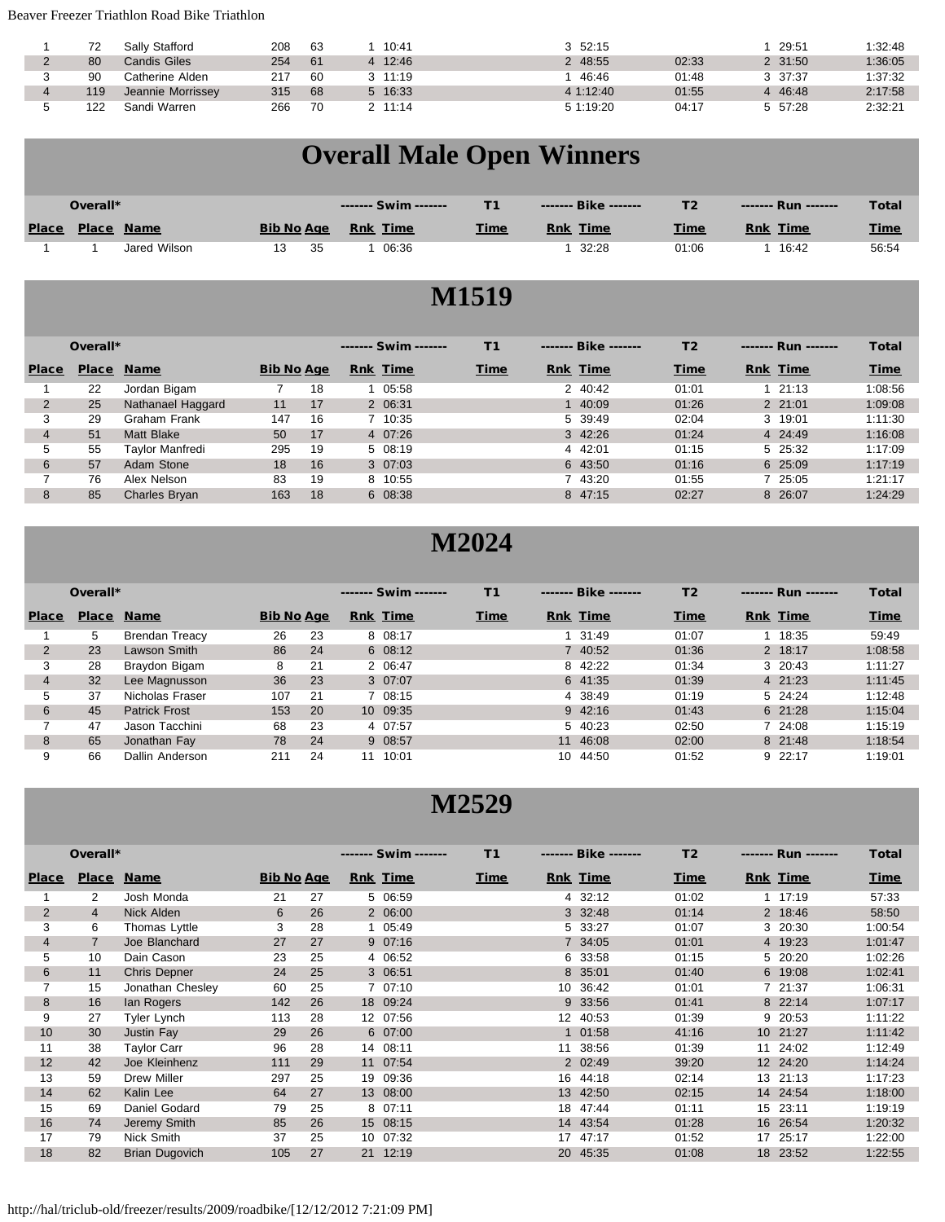| | | | | | | | | | | | | |
|---|---|---|---|---|---|---|---|---|---|---|---|---|
| 1 | 72 | Sally Stafford | 208 | 63 | 1 | 10:41 | | 3 | 52:15 | | 1 | 29:51 | 1:32:48 |
| 2 | 80 | Candis Giles | 254 | 61 | 4 | 12:46 | | 2 | 48:55 | 02:33 | 2 | 31:50 | 1:36:05 |
| 3 | 90 | Catherine Alden | 217 | 60 | 3 | 11:19 | | 1 | 46:46 | 01:48 | 3 | 37:37 | 1:37:32 |
| 4 | 119 | Jeannie Morrissey | 315 | 68 | 5 | 16:33 | | 4 | 1:12:40 | 01:55 | 4 | 46:48 | 2:17:58 |
| 5 | 122 | Sandi Warren | 266 | 70 | 2 | 11:14 | | 5 | 1:19:20 | 04:17 | 5 | 57:28 | 2:32:21 |

# Overall Male Open Winners

| | Overall* | | | | ------- Swim ------- | | T1 | ------- Bike ------- | | T2 | ------- Run ------- | | Total |
|---|---|---|---|---|---|---|---|---|---|---|---|---|---|
| Place | Place | Name | Bib No | Age | Rnk | Time | Time | Rnk | Time | Time | Rnk | Time | Time |
| 1 | 1 | Jared Wilson | 13 | 35 | 1 | 06:36 | | 1 | 32:28 | 01:06 | 1 | 16:42 | 56:54 |

# M1519

| | Overall* | | | | ------- Swim ------- | | T1 | ------- Bike ------- | | T2 | ------- Run ------- | | Total |
|---|---|---|---|---|---|---|---|---|---|---|---|---|---|
| Place | Place | Name | Bib No | Age | Rnk | Time | Time | Rnk | Time | Time | Rnk | Time | Time |
| 1 | 22 | Jordan Bigam | 7 | 18 | 1 | 05:58 | | 2 | 40:42 | 01:01 | 1 | 21:13 | 1:08:56 |
| 2 | 25 | Nathanael Haggard | 11 | 17 | 2 | 06:31 | | 1 | 40:09 | 01:26 | 2 | 21:01 | 1:09:08 |
| 3 | 29 | Graham Frank | 147 | 16 | 7 | 10:35 | | 5 | 39:49 | 02:04 | 3 | 19:01 | 1:11:30 |
| 4 | 51 | Matt Blake | 50 | 17 | 4 | 07:26 | | 3 | 42:26 | 01:24 | 4 | 24:49 | 1:16:08 |
| 5 | 55 | Taylor Manfredi | 295 | 19 | 5 | 08:19 | | 4 | 42:01 | 01:15 | 5 | 25:32 | 1:17:09 |
| 6 | 57 | Adam Stone | 18 | 16 | 3 | 07:03 | | 6 | 43:50 | 01:16 | 6 | 25:09 | 1:17:19 |
| 7 | 76 | Alex Nelson | 83 | 19 | 8 | 10:55 | | 7 | 43:20 | 01:55 | 7 | 25:05 | 1:21:17 |
| 8 | 85 | Charles Bryan | 163 | 18 | 6 | 08:38 | | 8 | 47:15 | 02:27 | 8 | 26:07 | 1:24:29 |

# M2024

| | Overall* | | | | ------- Swim ------- | | T1 | ------- Bike ------- | | T2 | ------- Run ------- | | Total |
|---|---|---|---|---|---|---|---|---|---|---|---|---|---|
| Place | Place | Name | Bib No | Age | Rnk | Time | Time | Rnk | Time | Time | Rnk | Time | Time |
| 1 | 5 | Brendan Treacy | 26 | 23 | 8 | 08:17 | | 1 | 31:49 | 01:07 | 1 | 18:35 | 59:49 |
| 2 | 23 | Lawson Smith | 86 | 24 | 6 | 08:12 | | 7 | 40:52 | 01:36 | 2 | 18:17 | 1:08:58 |
| 3 | 28 | Braydon Bigam | 8 | 21 | 2 | 06:47 | | 8 | 42:22 | 01:34 | 3 | 20:43 | 1:11:27 |
| 4 | 32 | Lee Magnusson | 36 | 23 | 3 | 07:07 | | 6 | 41:35 | 01:39 | 4 | 21:23 | 1:11:45 |
| 5 | 37 | Nicholas Fraser | 107 | 21 | 7 | 08:15 | | 4 | 38:49 | 01:19 | 5 | 24:24 | 1:12:48 |
| 6 | 45 | Patrick Frost | 153 | 20 | 10 | 09:35 | | 9 | 42:16 | 01:43 | 6 | 21:28 | 1:15:04 |
| 7 | 47 | Jason Tacchini | 68 | 23 | 4 | 07:57 | | 5 | 40:23 | 02:50 | 7 | 24:08 | 1:15:19 |
| 8 | 65 | Jonathan Fay | 78 | 24 | 9 | 08:57 | | 11 | 46:08 | 02:00 | 8 | 21:48 | 1:18:54 |
| 9 | 66 | Dallin Anderson | 211 | 24 | 11 | 10:01 | | 10 | 44:50 | 01:52 | 9 | 22:17 | 1:19:01 |

# M2529

| | Overall* | | | | ------- Swim ------- | | T1 | ------- Bike ------- | | T2 | ------- Run ------- | | Total |
|---|---|---|---|---|---|---|---|---|---|---|---|---|---|
| Place | Place | Name | Bib No | Age | Rnk | Time | Time | Rnk | Time | Time | Rnk | Time | Time |
| 1 | 2 | Josh Monda | 21 | 27 | 5 | 06:59 | | 4 | 32:12 | 01:02 | 1 | 17:19 | 57:33 |
| 2 | 4 | Nick Alden | 6 | 26 | 2 | 06:00 | | 3 | 32:48 | 01:14 | 2 | 18:46 | 58:50 |
| 3 | 6 | Thomas Lyttle | 3 | 28 | 1 | 05:49 | | 5 | 33:27 | 01:07 | 3 | 20:30 | 1:00:54 |
| 4 | 7 | Joe Blanchard | 27 | 27 | 9 | 07:16 | | 7 | 34:05 | 01:01 | 4 | 19:23 | 1:01:47 |
| 5 | 10 | Dain Cason | 23 | 25 | 4 | 06:52 | | 6 | 33:58 | 01:15 | 5 | 20:20 | 1:02:26 |
| 6 | 11 | Chris Depner | 24 | 25 | 3 | 06:51 | | 8 | 35:01 | 01:40 | 6 | 19:08 | 1:02:41 |
| 7 | 15 | Jonathan Chesley | 60 | 25 | 7 | 07:10 | | 10 | 36:42 | 01:01 | 7 | 21:37 | 1:06:31 |
| 8 | 16 | Ian Rogers | 142 | 26 | 18 | 09:24 | | 9 | 33:56 | 01:41 | 8 | 22:14 | 1:07:17 |
| 9 | 27 | Tyler Lynch | 113 | 28 | 12 | 07:56 | | 12 | 40:53 | 01:39 | 9 | 20:53 | 1:11:22 |
| 10 | 30 | Justin Fay | 29 | 26 | 6 | 07:00 | | 1 | 01:58 | 41:16 | 10 | 21:27 | 1:11:42 |
| 11 | 38 | Taylor Carr | 96 | 28 | 14 | 08:11 | | 11 | 38:56 | 01:39 | 11 | 24:02 | 1:12:49 |
| 12 | 42 | Joe Kleinhenz | 111 | 29 | 11 | 07:54 | | 2 | 02:49 | 39:20 | 12 | 24:20 | 1:14:24 |
| 13 | 59 | Drew Miller | 297 | 25 | 19 | 09:36 | | 16 | 44:18 | 02:14 | 13 | 21:13 | 1:17:23 |
| 14 | 62 | Kalin Lee | 64 | 27 | 13 | 08:00 | | 13 | 42:50 | 02:15 | 14 | 24:54 | 1:18:00 |
| 15 | 69 | Daniel Godard | 79 | 25 | 8 | 07:11 | | 18 | 47:44 | 01:11 | 15 | 23:11 | 1:19:19 |
| 16 | 74 | Jeremy Smith | 85 | 26 | 15 | 08:15 | | 14 | 43:54 | 01:28 | 16 | 26:54 | 1:20:32 |
| 17 | 79 | Nick Smith | 37 | 25 | 10 | 07:32 | | 17 | 47:17 | 01:52 | 17 | 25:17 | 1:22:00 |
| 18 | 82 | Brian Dugovich | 105 | 27 | 21 | 12:19 | | 20 | 45:35 | 01:08 | 18 | 23:52 | 1:22:55 |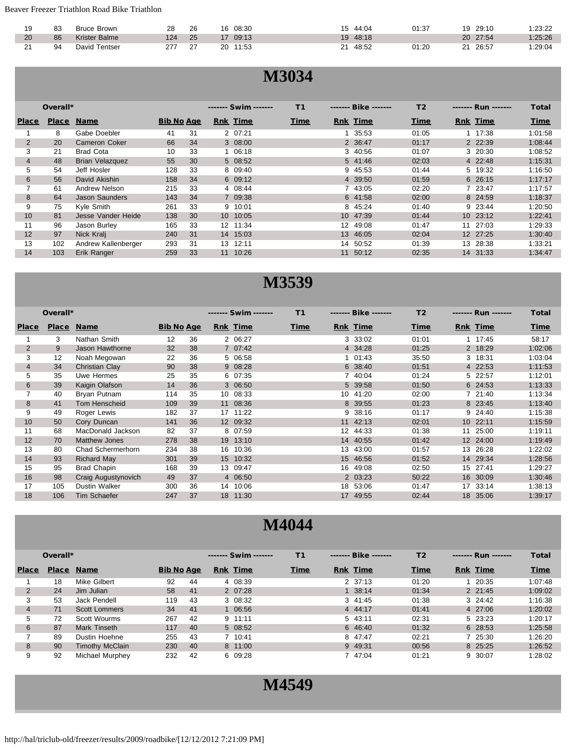| | | | | | | | | | | | | | |
|---|---|---|---|---|---|---|---|---|---|---|---|---|---|
| 19 | 83 | Bruce Brown | 28 | 26 | 16 | 08:30 | | 15 | 44:04 | 01:37 | 19 | 29:10 | 1:23:22 |
| 20 | 86 | Krister Balme | 124 | 25 | 17 | 09:13 | | 19 | 48:18 | | 20 | 27:54 | 1:25:26 |
| 21 | 94 | David Tentser | 277 | 27 | 20 | 11:53 | | 21 | 48:52 | 01:20 | 21 | 26:57 | 1:29:04 |

# M3034

| | Overall* | | | | ------- Swim ------- | | T1 | ------- Bike ------- | | T2 | ------- Run ------- | | Total |
|---|---|---|---|---|---|---|---|---|---|---|---|---|---|
| Place | Place | Name | Bib No | Age | Rnk | Time | Time | Rnk | Time | Time | Rnk | Time | Time |
| 1 | 8 | Gabe Doebler | 41 | 31 | 2 | 07:21 | | 1 | 35:53 | 01:05 | 1 | 17:38 | 1:01:58 |
| 2 | 20 | Cameron Coker | 66 | 34 | 3 | 08:00 | | 2 | 36:47 | 01:17 | 2 | 22:39 | 1:08:44 |
| 3 | 21 | Brad Cota | 10 | 33 | 1 | 06:18 | | 3 | 40:56 | 01:07 | 3 | 20:30 | 1:08:52 |
| 4 | 48 | Brian Velazquez | 55 | 30 | 5 | 08:52 | | 5 | 41:46 | 02:03 | 4 | 22:48 | 1:15:31 |
| 5 | 54 | Jeff Hosler | 128 | 33 | 8 | 09:40 | | 9 | 45:53 | 01:44 | 5 | 19:32 | 1:16:50 |
| 6 | 56 | David Akishin | 158 | 34 | 6 | 09:12 | | 4 | 39:50 | 01:59 | 6 | 26:15 | 1:17:17 |
| 7 | 61 | Andrew Nelson | 215 | 33 | 4 | 08:44 | | 7 | 43:05 | 02:20 | 7 | 23:47 | 1:17:57 |
| 8 | 64 | Jason Saunders | 143 | 34 | 7 | 09:38 | | 6 | 41:58 | 02:00 | 8 | 24:59 | 1:18:37 |
| 9 | 75 | Kyle Smith | 261 | 33 | 9 | 10:01 | | 8 | 45:24 | 01:40 | 9 | 23:44 | 1:20:50 |
| 10 | 81 | Jesse Vander Heide | 138 | 30 | 10 | 10:05 | | 10 | 47:39 | 01:44 | 10 | 23:12 | 1:22:41 |
| 11 | 96 | Jason Burley | 165 | 33 | 12 | 11:34 | | 12 | 49:08 | 01:47 | 11 | 27:03 | 1:29:33 |
| 12 | 97 | Nick Kralj | 240 | 31 | 14 | 15:03 | | 13 | 46:05 | 02:04 | 12 | 27:25 | 1:30:40 |
| 13 | 102 | Andrew Kallenberger | 293 | 31 | 13 | 12:11 | | 14 | 50:52 | 01:39 | 13 | 28:38 | 1:33:21 |
| 14 | 103 | Erik Ranger | 259 | 33 | 11 | 10:26 | | 11 | 50:12 | 02:35 | 14 | 31:33 | 1:34:47 |

# M3539

| | Overall* | | | | ------- Swim ------- | | T1 | ------- Bike ------- | | T2 | ------- Run ------- | | Total |
|---|---|---|---|---|---|---|---|---|---|---|---|---|---|
| Place | Place | Name | Bib No | Age | Rnk | Time | Time | Rnk | Time | Time | Rnk | Time | Time |
| 1 | 3 | Nathan Smith | 12 | 36 | 2 | 06:27 | | 3 | 33:02 | 01:01 | 1 | 17:45 | 58:17 |
| 2 | 9 | Jason Hawthorne | 32 | 38 | 7 | 07:42 | | 4 | 34:28 | 01:25 | 2 | 18:29 | 1:02:06 |
| 3 | 12 | Noah Megowan | 22 | 36 | 5 | 06:58 | | 1 | 01:43 | 35:50 | 3 | 18:31 | 1:03:04 |
| 4 | 34 | Christian Clay | 90 | 38 | 9 | 08:28 | | 6 | 38:40 | 01:51 | 4 | 22:53 | 1:11:53 |
| 5 | 35 | Uwe Hermes | 25 | 35 | 6 | 07:35 | | 7 | 40:04 | 01:24 | 5 | 22:57 | 1:12:01 |
| 6 | 39 | Kaigin Olafson | 14 | 36 | 3 | 06:50 | | 5 | 39:58 | 01:50 | 6 | 24:53 | 1:13:33 |
| 7 | 40 | Bryan Putnam | 114 | 35 | 10 | 08:33 | | 10 | 41:20 | 02:00 | 7 | 21:40 | 1:13:34 |
| 8 | 41 | Tom Henscheid | 109 | 39 | 11 | 08:36 | | 8 | 39:55 | 01:23 | 8 | 23:45 | 1:13:40 |
| 9 | 49 | Roger Lewis | 182 | 37 | 17 | 11:22 | | 9 | 38:16 | 01:17 | 9 | 24:40 | 1:15:38 |
| 10 | 50 | Cory Duncan | 141 | 36 | 12 | 09:32 | | 11 | 42:13 | 02:01 | 10 | 22:11 | 1:15:59 |
| 11 | 68 | MacDonald Jackson | 82 | 37 | 8 | 07:59 | | 12 | 44:33 | 01:38 | 11 | 25:00 | 1:19:11 |
| 12 | 70 | Matthew Jones | 278 | 38 | 19 | 13:10 | | 14 | 40:55 | 01:42 | 12 | 24:00 | 1:19:49 |
| 13 | 80 | Chad Schermerhorn | 234 | 38 | 16 | 10:36 | | 13 | 43:00 | 01:57 | 13 | 26:28 | 1:22:02 |
| 14 | 93 | Richard May | 301 | 39 | 15 | 10:32 | | 15 | 46:56 | 01:52 | 14 | 29:34 | 1:28:56 |
| 15 | 95 | Brad Chapin | 168 | 39 | 13 | 09:47 | | 16 | 49:08 | 02:50 | 15 | 27:41 | 1:29:27 |
| 16 | 98 | Craig Augustynovich | 49 | 37 | 4 | 06:50 | | 2 | 03:23 | 50:22 | 16 | 30:09 | 1:30:46 |
| 17 | 105 | Dustin Walker | 300 | 36 | 14 | 10:06 | | 18 | 53:06 | 01:47 | 17 | 33:14 | 1:38:13 |
| 18 | 106 | Tim Schaefer | 247 | 37 | 18 | 11:30 | | 17 | 49:55 | 02:44 | 18 | 35:06 | 1:39:17 |

# M4044

| | Overall* | | | | ------- Swim ------- | | T1 | ------- Bike ------- | | T2 | ------- Run ------- | | Total |
|---|---|---|---|---|---|---|---|---|---|---|---|---|---|
| Place | Place | Name | Bib No | Age | Rnk | Time | Time | Rnk | Time | Time | Rnk | Time | Time |
| 1 | 18 | Mike Gilbert | 92 | 44 | 4 | 08:39 | | 2 | 37:13 | 01:20 | 1 | 20:35 | 1:07:48 |
| 2 | 24 | Jim Julian | 58 | 41 | 2 | 07:28 | | 1 | 38:14 | 01:34 | 2 | 21:45 | 1:09:02 |
| 3 | 53 | Jack Pendell | 119 | 43 | 3 | 08:32 | | 3 | 41:45 | 01:38 | 3 | 24:42 | 1:16:38 |
| 4 | 71 | Scott Lommers | 34 | 41 | 1 | 06:56 | | 4 | 44:17 | 01:41 | 4 | 27:06 | 1:20:02 |
| 5 | 72 | Scott Wourms | 267 | 42 | 9 | 11:11 | | 5 | 43:11 | 02:31 | 5 | 23:23 | 1:20:17 |
| 6 | 87 | Mark Tinseth | 117 | 40 | 5 | 08:52 | | 6 | 46:40 | 01:32 | 6 | 28:53 | 1:25:58 |
| 7 | 89 | Dustin Hoehne | 255 | 43 | 7 | 10:41 | | 8 | 47:47 | 02:21 | 7 | 25:30 | 1:26:20 |
| 8 | 90 | Timothy McClain | 230 | 40 | 8 | 11:00 | | 9 | 49:31 | 00:56 | 8 | 25:25 | 1:26:52 |
| 9 | 92 | Michael Murphey | 232 | 42 | 6 | 09:28 | | 7 | 47:04 | 01:21 | 9 | 30:07 | 1:28:02 |

# M4549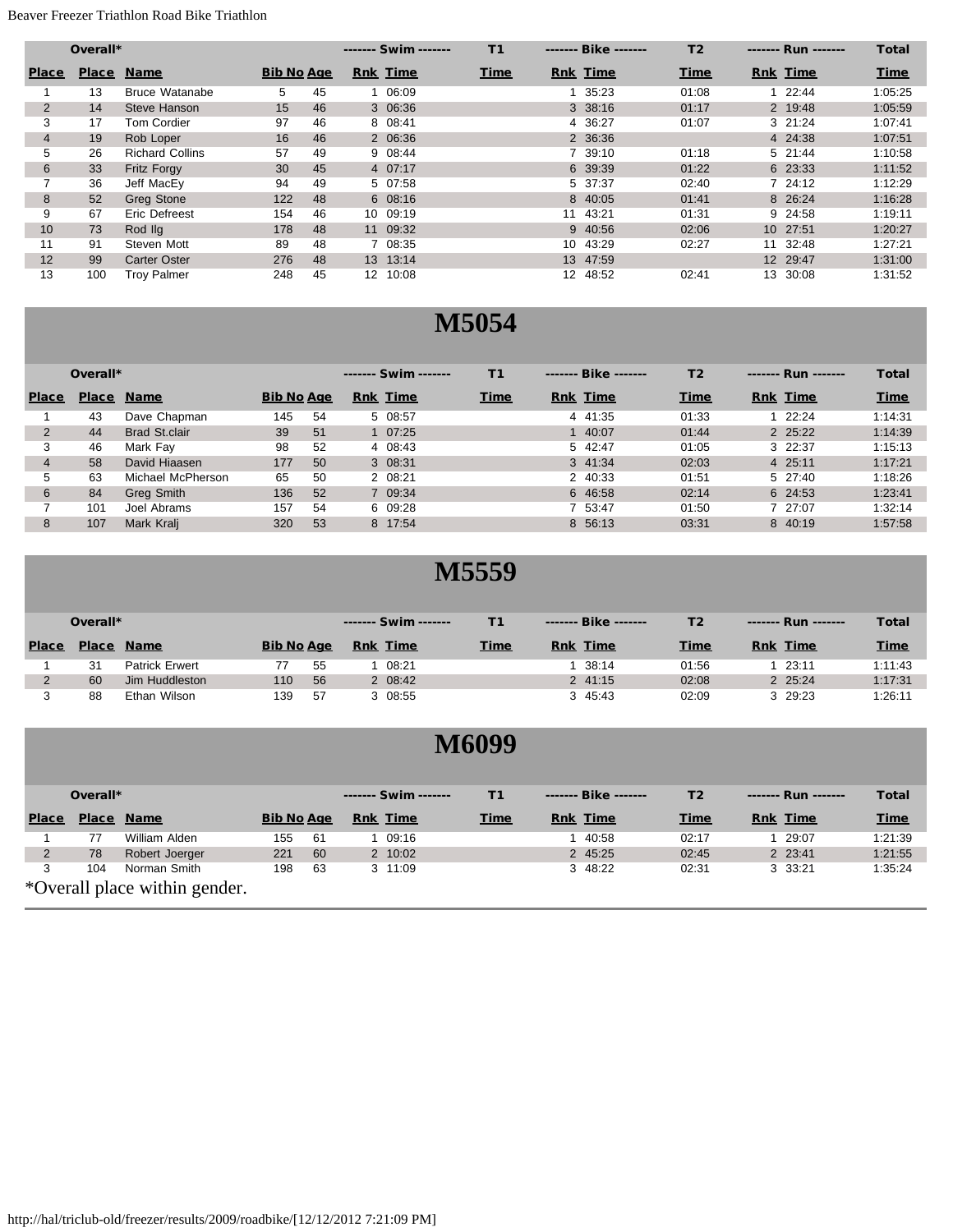| Overall* | | | | | ------- Swim ------- | | T1 | ------- Bike ------- | | T2 | ------- Run ------- | | Total |
|---|---|---|---|---|---|---|---|---|---|---|---|---|---|
| Place | Place | Name | Bib No | Age | Rnk | Time | Time | Rnk | Time | Time | Rnk | Time | Time |
| 1 | 13 | Bruce Watanabe | 5 | 45 | 1 | 06:09 | | 1 | 35:23 | 01:08 | 1 | 22:44 | 1:05:25 |
| 2 | 14 | Steve Hanson | 15 | 46 | 3 | 06:36 | | 3 | 38:16 | 01:17 | 2 | 19:48 | 1:05:59 |
| 3 | 17 | Tom Cordier | 97 | 46 | 8 | 08:41 | | 4 | 36:27 | 01:07 | 3 | 21:24 | 1:07:41 |
| 4 | 19 | Rob Loper | 16 | 46 | 2 | 06:36 | | 2 | 36:36 | | 4 | 24:38 | 1:07:51 |
| 5 | 26 | Richard Collins | 57 | 49 | 9 | 08:44 | | 7 | 39:10 | 01:18 | 5 | 21:44 | 1:10:58 |
| 6 | 33 | Fritz Forgy | 30 | 45 | 4 | 07:17 | | 6 | 39:39 | 01:22 | 6 | 23:33 | 1:11:52 |
| 7 | 36 | Jeff MacEy | 94 | 49 | 5 | 07:58 | | 5 | 37:37 | 02:40 | 7 | 24:12 | 1:12:29 |
| 8 | 52 | Greg Stone | 122 | 48 | 6 | 08:16 | | 8 | 40:05 | 01:41 | 8 | 26:24 | 1:16:28 |
| 9 | 67 | Eric Defreest | 154 | 46 | 10 | 09:19 | | 11 | 43:21 | 01:31 | 9 | 24:58 | 1:19:11 |
| 10 | 73 | Rod Ilg | 178 | 48 | 11 | 09:32 | | 9 | 40:56 | 02:06 | 10 | 27:51 | 1:20:27 |
| 11 | 91 | Steven Mott | 89 | 48 | 7 | 08:35 | | 10 | 43:29 | 02:27 | 11 | 32:48 | 1:27:21 |
| 12 | 99 | Carter Oster | 276 | 48 | 13 | 13:14 | | 13 | 47:59 | | 12 | 29:47 | 1:31:00 |
| 13 | 100 | Troy Palmer | 248 | 45 | 12 | 10:08 | | 12 | 48:52 | 02:41 | 13 | 30:08 | 1:31:52 |

# M5054

| Overall* | | | | | ------- Swim ------- | | T1 | ------- Bike ------- | | T2 | ------- Run ------- | | Total |
|---|---|---|---|---|---|---|---|---|---|---|---|---|---|
| Place | Place | Name | Bib No | Age | Rnk | Time | Time | Rnk | Time | Time | Rnk | Time | Time |
| 1 | 43 | Dave Chapman | 145 | 54 | 5 | 08:57 | | 4 | 41:35 | 01:33 | 1 | 22:24 | 1:14:31 |
| 2 | 44 | Brad St.clair | 39 | 51 | 1 | 07:25 | | 1 | 40:07 | 01:44 | 2 | 25:22 | 1:14:39 |
| 3 | 46 | Mark Fay | 98 | 52 | 4 | 08:43 | | 5 | 42:47 | 01:05 | 3 | 22:37 | 1:15:13 |
| 4 | 58 | David Hiaasen | 177 | 50 | 3 | 08:31 | | 3 | 41:34 | 02:03 | 4 | 25:11 | 1:17:21 |
| 5 | 63 | Michael McPherson | 65 | 50 | 2 | 08:21 | | 2 | 40:33 | 01:51 | 5 | 27:40 | 1:18:26 |
| 6 | 84 | Greg Smith | 136 | 52 | 7 | 09:34 | | 6 | 46:58 | 02:14 | 6 | 24:53 | 1:23:41 |
| 7 | 101 | Joel Abrams | 157 | 54 | 6 | 09:28 | | 7 | 53:47 | 01:50 | 7 | 27:07 | 1:32:14 |
| 8 | 107 | Mark Kralj | 320 | 53 | 8 | 17:54 | | 8 | 56:13 | 03:31 | 8 | 40:19 | 1:57:58 |

# M5559

| Overall* | | | | | ------- Swim ------- | | T1 | ------- Bike ------- | | T2 | ------- Run ------- | | Total |
|---|---|---|---|---|---|---|---|---|---|---|---|---|---|
| Place | Place | Name | Bib No | Age | Rnk | Time | Time | Rnk | Time | Time | Rnk | Time | Time |
| 1 | 31 | Patrick Erwert | 77 | 55 | 1 | 08:21 | | 1 | 38:14 | 01:56 | 1 | 23:11 | 1:11:43 |
| 2 | 60 | Jim Huddleston | 110 | 56 | 2 | 08:42 | | 2 | 41:15 | 02:08 | 2 | 25:24 | 1:17:31 |
| 3 | 88 | Ethan Wilson | 139 | 57 | 3 | 08:55 | | 3 | 45:43 | 02:09 | 3 | 29:23 | 1:26:11 |

# M6099

| Overall* | | | | | ------- Swim ------- | | T1 | ------- Bike ------- | | T2 | ------- Run ------- | | Total |
|---|---|---|---|---|---|---|---|---|---|---|---|---|---|
| Place | Place | Name | Bib No | Age | Rnk | Time | Time | Rnk | Time | Time | Rnk | Time | Time |
| 1 | 77 | William Alden | 155 | 61 | 1 | 09:16 | | 1 | 40:58 | 02:17 | 1 | 29:07 | 1:21:39 |
| 2 | 78 | Robert Joerger | 221 | 60 | 2 | 10:02 | | 2 | 45:25 | 02:45 | 2 | 23:41 | 1:21:55 |
| 3 | 104 | Norman Smith | 198 | 63 | 3 | 11:09 | | 3 | 48:22 | 02:31 | 3 | 33:21 | 1:35:24 |

*Overall place within gender.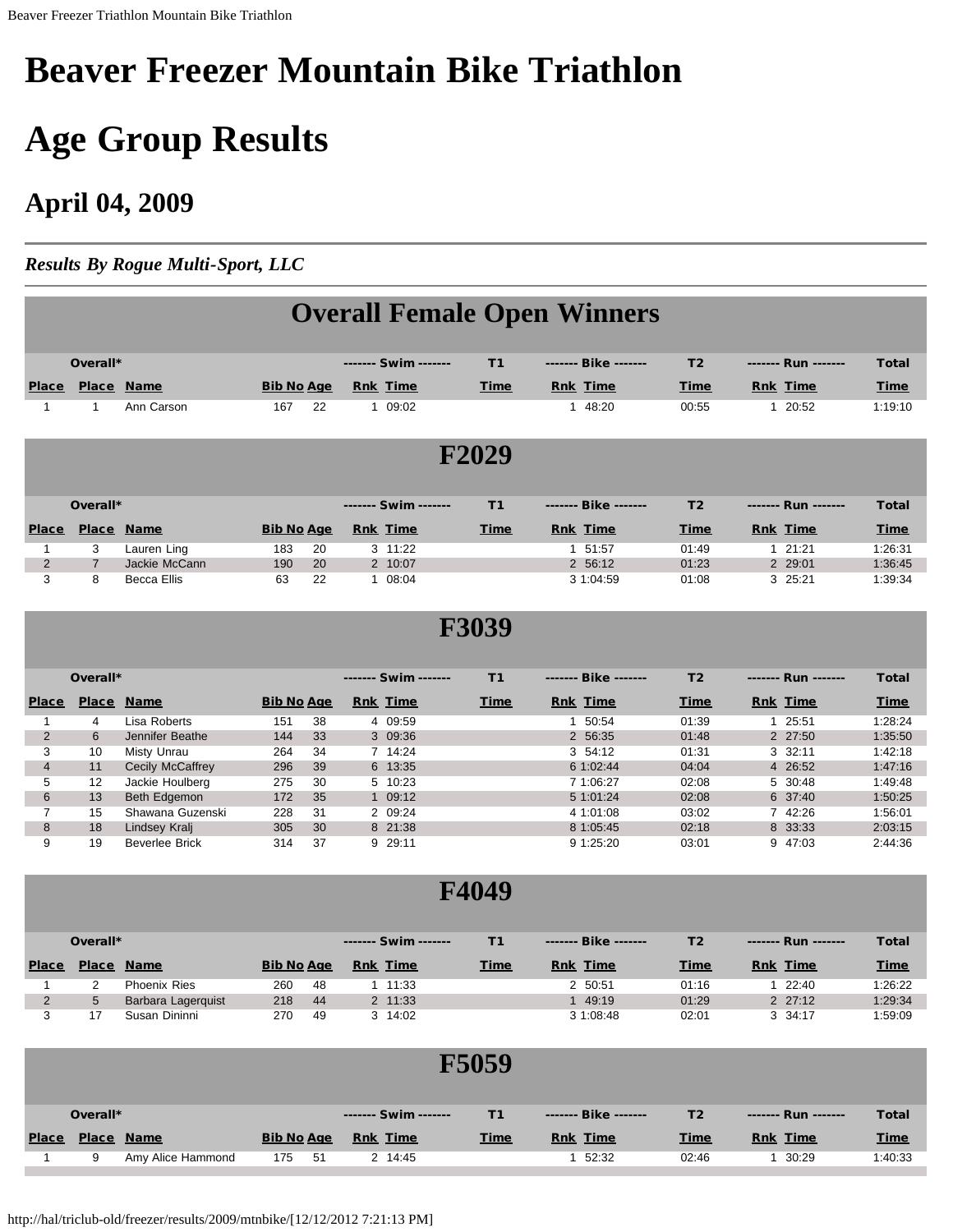# Beaver Freezer Mountain Bike Triathlon

# Age Group Results

## April 04, 2009

---

*Results By Rogue Multi-Sport, LLC*

---

## Overall Female Open Winners

| Place | Overall* Place | Name | Bib No | Age | Swim Rnk | Swim Time | T1 Time | Bike Rnk | Bike Time | T2 Time | Run Rnk | Run Time | Total Time |
|---|---|---|---|---|---|---|---|---|---|---|---|---|---|
| 1 | 1 | Ann Carson | 167 | 22 | 1 | 09:02 | | 1 | 48:20 | 00:55 | 1 | 20:52 | 1:19:10 |

## F2029

| Place | Overall* Place | Name | Bib No | Age | Swim Rnk | Swim Time | T1 Time | Bike Rnk | Bike Time | T2 Time | Run Rnk | Run Time | Total Time |
|---|---|---|---|---|---|---|---|---|---|---|---|---|---|
| 1 | 3 | Lauren Ling | 183 | 20 | 3 | 11:22 | | 1 | 51:57 | 01:49 | 1 | 21:21 | 1:26:31 |
| 2 | 7 | Jackie McCann | 190 | 20 | 2 | 10:07 | | 2 | 56:12 | 01:23 | 2 | 29:01 | 1:36:45 |
| 3 | 8 | Becca Ellis | 63 | 22 | 1 | 08:04 | | 3 | 1:04:59 | 01:08 | 3 | 25:21 | 1:39:34 |

## F3039

| Place | Overall* Place | Name | Bib No | Age | Swim Rnk | Swim Time | T1 Time | Bike Rnk | Bike Time | T2 Time | Run Rnk | Run Time | Total Time |
|---|---|---|---|---|---|---|---|---|---|---|---|---|---|
| 1 | 4 | Lisa Roberts | 151 | 38 | 4 | 09:59 | | 1 | 50:54 | 01:39 | 1 | 25:51 | 1:28:24 |
| 2 | 6 | Jennifer Beathe | 144 | 33 | 3 | 09:36 | | 2 | 56:35 | 01:48 | 2 | 27:50 | 1:35:50 |
| 3 | 10 | Misty Unrau | 264 | 34 | 7 | 14:24 | | 3 | 54:12 | 01:31 | 3 | 32:11 | 1:42:18 |
| 4 | 11 | Cecily McCaffrey | 296 | 39 | 6 | 13:35 | | 6 | 1:02:44 | 04:04 | 4 | 26:52 | 1:47:16 |
| 5 | 12 | Jackie Houlberg | 275 | 30 | 5 | 10:23 | | 7 | 1:06:27 | 02:08 | 5 | 30:48 | 1:49:48 |
| 6 | 13 | Beth Edgemon | 172 | 35 | 1 | 09:12 | | 5 | 1:01:24 | 02:08 | 6 | 37:40 | 1:50:25 |
| 7 | 15 | Shawana Guzenski | 228 | 31 | 2 | 09:24 | | 4 | 1:01:08 | 03:02 | 7 | 42:26 | 1:56:01 |
| 8 | 18 | Lindsey Kralj | 305 | 30 | 8 | 21:38 | | 8 | 1:05:45 | 02:18 | 8 | 33:33 | 2:03:15 |
| 9 | 19 | Beverlee Brick | 314 | 37 | 9 | 29:11 | | 9 | 1:25:20 | 03:01 | 9 | 47:03 | 2:44:36 |

## F4049

| Place | Overall* Place | Name | Bib No | Age | Swim Rnk | Swim Time | T1 Time | Bike Rnk | Bike Time | T2 Time | Run Rnk | Run Time | Total Time |
|---|---|---|---|---|---|---|---|---|---|---|---|---|---|
| 1 | 2 | Phoenix Ries | 260 | 48 | 1 | 11:33 | | 2 | 50:51 | 01:16 | 1 | 22:40 | 1:26:22 |
| 2 | 5 | Barbara Lagerquist | 218 | 44 | 2 | 11:33 | | 1 | 49:19 | 01:29 | 2 | 27:12 | 1:29:34 |
| 3 | 17 | Susan Dininni | 270 | 49 | 3 | 14:02 | | 3 | 1:08:48 | 02:01 | 3 | 34:17 | 1:59:09 |

## F5059

| Place | Overall* Place | Name | Bib No | Age | Swim Rnk | Swim Time | T1 Time | Bike Rnk | Bike Time | T2 Time | Run Rnk | Run Time | Total Time |
|---|---|---|---|---|---|---|---|---|---|---|---|---|---|
| 1 | 9 | Amy Alice Hammond | 175 | 51 | 2 | 14:45 | | 1 | 52:32 | 02:46 | 1 | 30:29 | 1:40:33 |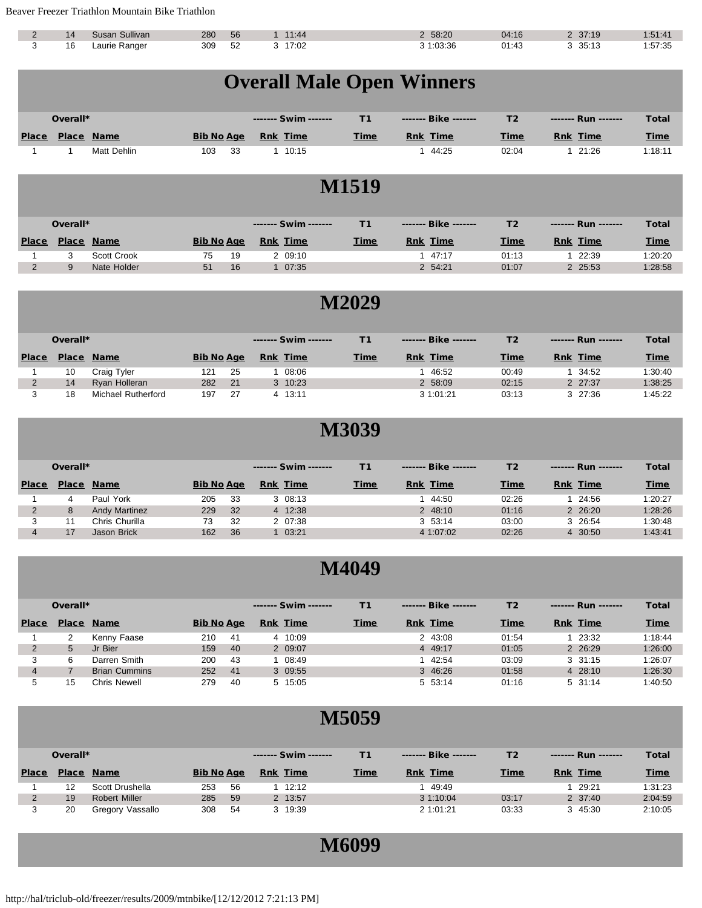| Place | Overall* Place | Name | Bib No | Age | Swim Rnk | Swim Time | T1 Time | Bike Rnk | Bike Time | T2 Time | Run Rnk | Run Time | Total Time |
|---|---|---|---|---|---|---|---|---|---|---|---|---|---|
| 2 | 14 | Susan Sullivan | 280 | 56 | 1 | 11:44 | | 2 | 58:20 | 04:16 | 2 | 37:19 | 1:51:41 |
| 3 | 16 | Laurie Ranger | 309 | 52 | 3 | 17:02 | | 3 | 1:03:36 | 01:43 | 3 | 35:13 | 1:57:35 |

# Overall Male Open Winners

| | Overall* | | | | ------- Swim ------- | | T1 | ------- Bike ------- | | T2 | ------- Run ------- | | Total |
|---|---|---|---|---|---|---|---|---|---|---|---|---|---|
| Place | Place | Name | Bib No | Age | Rnk | Time | Time | Rnk | Time | Time | Rnk | Time | Time |
| 1 | 1 | Matt Dehlin | 103 | 33 | 1 | 10:15 | | 1 | 44:25 | 02:04 | 1 | 21:26 | 1:18:11 |

# M1519

| | Overall* | | | | ------- Swim ------- | | T1 | ------- Bike ------- | | T2 | ------- Run ------- | | Total |
|---|---|---|---|---|---|---|---|---|---|---|---|---|---|
| Place | Place | Name | Bib No | Age | Rnk | Time | Time | Rnk | Time | Time | Rnk | Time | Time |
| 1 | 3 | Scott Crook | 75 | 19 | 2 | 09:10 | | 1 | 47:17 | 01:13 | 1 | 22:39 | 1:20:20 |
| 2 | 9 | Nate Holder | 51 | 16 | 1 | 07:35 | | 2 | 54:21 | 01:07 | 2 | 25:53 | 1:28:58 |

# M2029

| | Overall* | | | | ------- Swim ------- | | T1 | ------- Bike ------- | | T2 | ------- Run ------- | | Total |
|---|---|---|---|---|---|---|---|---|---|---|---|---|---|
| Place | Place | Name | Bib No | Age | Rnk | Time | Time | Rnk | Time | Time | Rnk | Time | Time |
| 1 | 10 | Craig Tyler | 121 | 25 | 1 | 08:06 | | 1 | 46:52 | 00:49 | 1 | 34:52 | 1:30:40 |
| 2 | 14 | Ryan Holleran | 282 | 21 | 3 | 10:23 | | 2 | 58:09 | 02:15 | 2 | 27:37 | 1:38:25 |
| 3 | 18 | Michael Rutherford | 197 | 27 | 4 | 13:11 | | 3 | 1:01:21 | 03:13 | 3 | 27:36 | 1:45:22 |

# M3039

| | Overall* | | | | ------- Swim ------- | | T1 | ------- Bike ------- | | T2 | ------- Run ------- | | Total |
|---|---|---|---|---|---|---|---|---|---|---|---|---|---|
| Place | Place | Name | Bib No | Age | Rnk | Time | Time | Rnk | Time | Time | Rnk | Time | Time |
| 1 | 4 | Paul York | 205 | 33 | 3 | 08:13 | | 1 | 44:50 | 02:26 | 1 | 24:56 | 1:20:27 |
| 2 | 8 | Andy Martinez | 229 | 32 | 4 | 12:38 | | 2 | 48:10 | 01:16 | 2 | 26:20 | 1:28:26 |
| 3 | 11 | Chris Churilla | 73 | 32 | 2 | 07:38 | | 3 | 53:14 | 03:00 | 3 | 26:54 | 1:30:48 |
| 4 | 17 | Jason Brick | 162 | 36 | 1 | 03:21 | | 4 | 1:07:02 | 02:26 | 4 | 30:50 | 1:43:41 |

# M4049

| | Overall* | | | | ------- Swim ------- | | T1 | ------- Bike ------- | | T2 | ------- Run ------- | | Total |
|---|---|---|---|---|---|---|---|---|---|---|---|---|---|
| Place | Place | Name | Bib No | Age | Rnk | Time | Time | Rnk | Time | Time | Rnk | Time | Time |
| 1 | 2 | Kenny Faase | 210 | 41 | 4 | 10:09 | | 2 | 43:08 | 01:54 | 1 | 23:32 | 1:18:44 |
| 2 | 5 | Jr Bier | 159 | 40 | 2 | 09:07 | | 4 | 49:17 | 01:05 | 2 | 26:29 | 1:26:00 |
| 3 | 6 | Darren Smith | 200 | 43 | 1 | 08:49 | | 1 | 42:54 | 03:09 | 3 | 31:15 | 1:26:07 |
| 4 | 7 | Brian Cummins | 252 | 41 | 3 | 09:55 | | 3 | 46:26 | 01:58 | 4 | 28:10 | 1:26:30 |
| 5 | 15 | Chris Newell | 279 | 40 | 5 | 15:05 | | 5 | 53:14 | 01:16 | 5 | 31:14 | 1:40:50 |

# M5059

| | Overall* | | | | ------- Swim ------- | | T1 | ------- Bike ------- | | T2 | ------- Run ------- | | Total |
|---|---|---|---|---|---|---|---|---|---|---|---|---|---|
| Place | Place | Name | Bib No | Age | Rnk | Time | Time | Rnk | Time | Time | Rnk | Time | Time |
| 1 | 12 | Scott Drushella | 253 | 56 | 1 | 12:12 | | 1 | 49:49 | | 1 | 29:21 | 1:31:23 |
| 2 | 19 | Robert Miller | 285 | 59 | 2 | 13:57 | | 3 | 1:10:04 | 03:17 | 2 | 37:40 | 2:04:59 |
| 3 | 20 | Gregory Vassallo | 308 | 54 | 3 | 19:39 | | 2 | 1:01:21 | 03:33 | 3 | 45:30 | 2:10:05 |

# M6099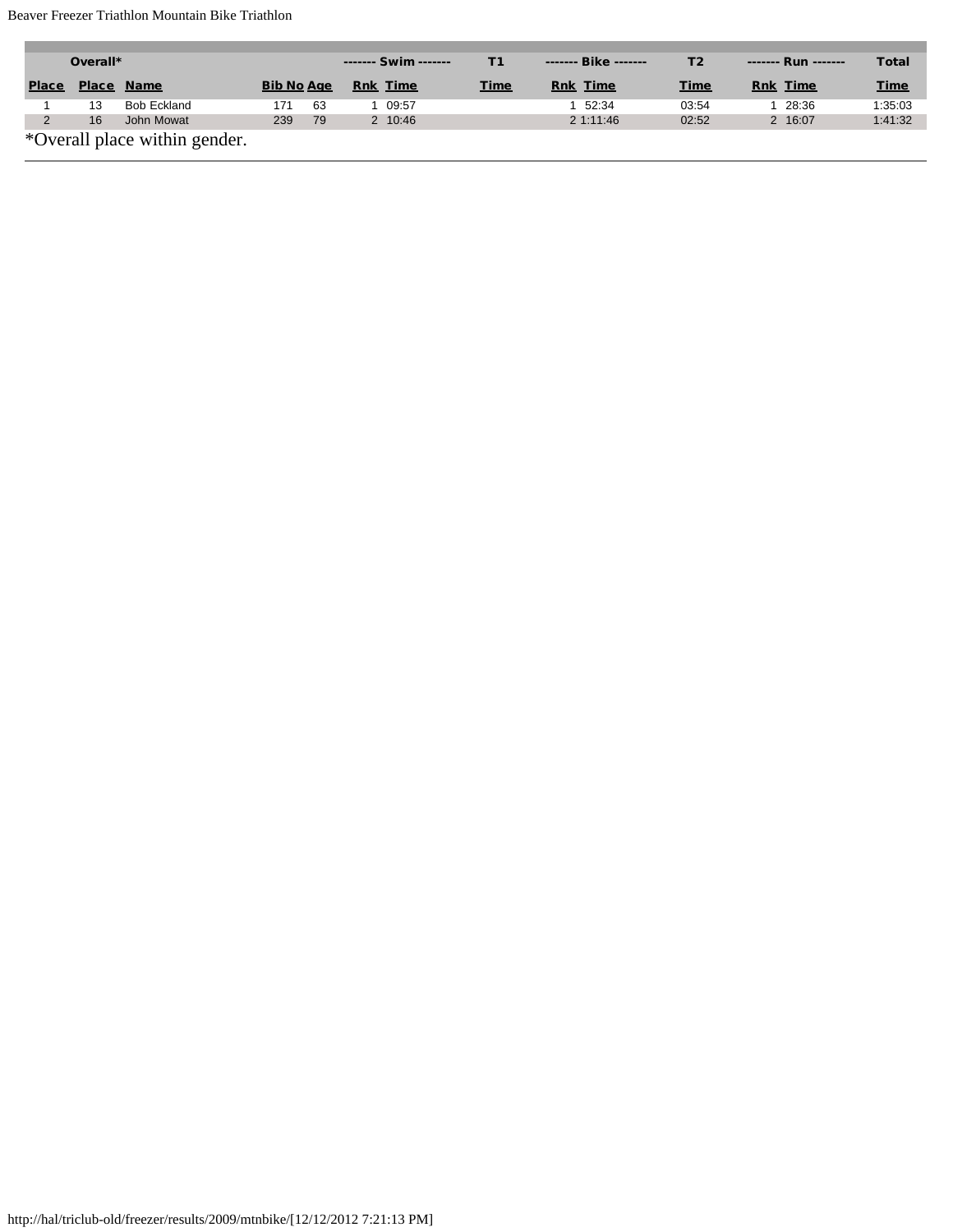| Overall* | | | | | ------- Swim ------- | | T1 | ------- Bike ------- | | T2 | ------- Run ------- | | Total |
|---|---|---|---|---|---|---|---|---|---|---|---|---|---|
| Place | Place | Name | Bib No | Age | Rnk | Time | Time | Rnk | Time | Time | Rnk | Time | Time |
| 1 | 13 | Bob Eckland | 171 | 63 | 1 | 09:57 | | 1 | 52:34 | 03:54 | 1 | 28:36 | 1:35:03 |
| 2 | 16 | John Mowat | 239 | 79 | 2 | 10:46 | | 2 | 1:11:46 | 02:52 | 2 | 16:07 | 1:41:32 |

*Overall place within gender.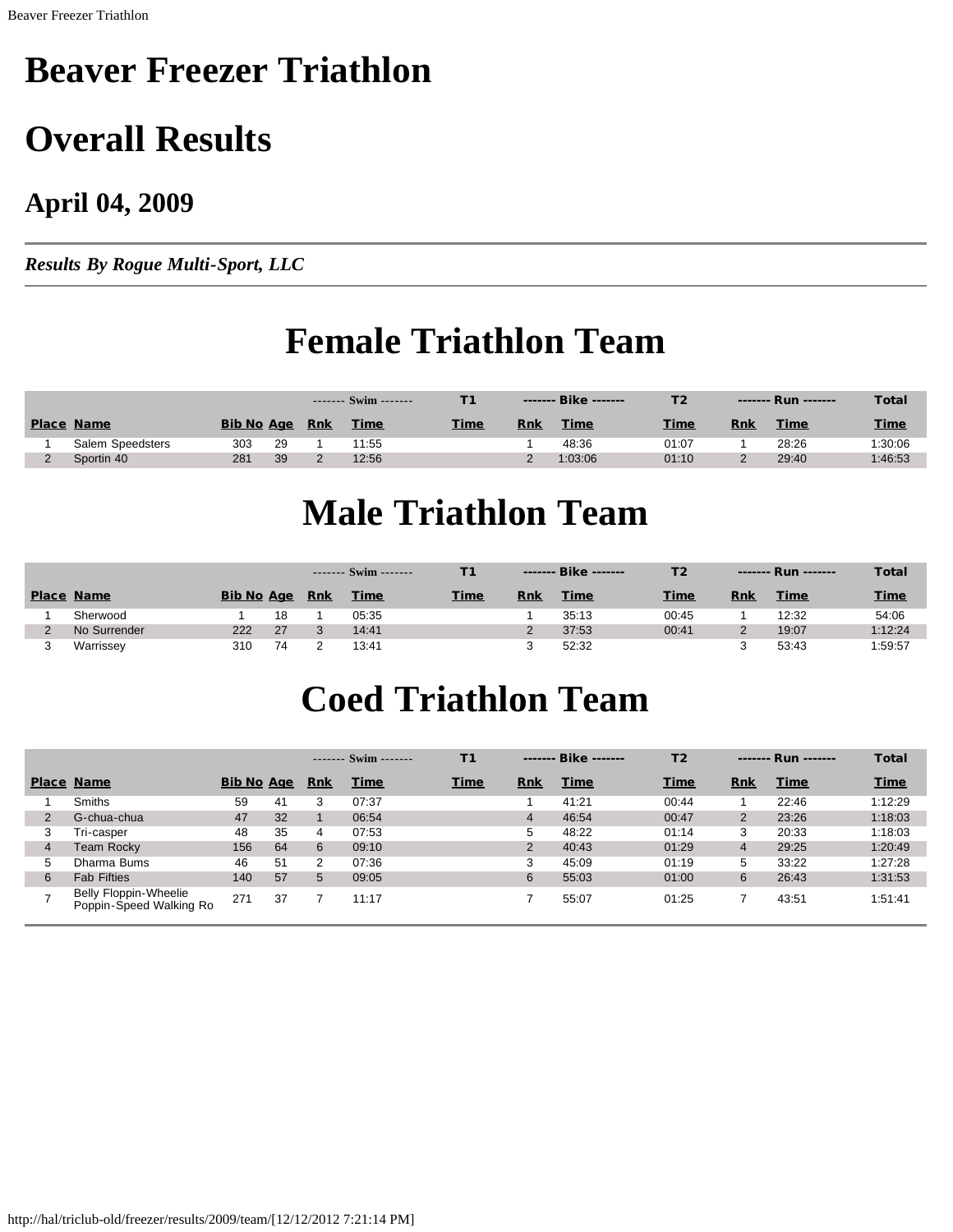# Beaver Freezer Triathlon

# Overall Results

## April 04, 2009

*Results By Rogue Multi-Sport, LLC*

# Female Triathlon Team

| | | | | ------- Swim ------- | | T1 | ------- Bike ------- | | T2 | ------- Run ------- | | Total |
|---|---|---|---|---|---|---|---|---|---|---|---|---|
| **Place** | **Name** | **Bib No** | **Age** | **Rnk** | **Time** | **Time** | **Rnk** | **Time** | **Time** | **Rnk** | **Time** | **Time** |
| 1 | Salem Speedsters | 303 | 29 | 1 | 11:55 | | 1 | 48:36 | 01:07 | 1 | 28:26 | 1:30:06 |
| 2 | Sportin 40 | 281 | 39 | 2 | 12:56 | | 2 | 1:03:06 | 01:10 | 2 | 29:40 | 1:46:53 |

# Male Triathlon Team

| | | | | ------- Swim ------- | | T1 | ------- Bike ------- | | T2 | ------- Run ------- | | Total |
|---|---|---|---|---|---|---|---|---|---|---|---|---|
| **Place** | **Name** | **Bib No** | **Age** | **Rnk** | **Time** | **Time** | **Rnk** | **Time** | **Time** | **Rnk** | **Time** | **Time** |
| 1 | Sherwood | 1 | 18 | 1 | 05:35 | | 1 | 35:13 | 00:45 | 1 | 12:32 | 54:06 |
| 2 | No Surrender | 222 | 27 | 3 | 14:41 | | 2 | 37:53 | 00:41 | 2 | 19:07 | 1:12:24 |
| 3 | Warrissey | 310 | 74 | 2 | 13:41 | | 3 | 52:32 | | 3 | 53:43 | 1:59:57 |

# Coed Triathlon Team

| | | | | ------- Swim ------- | | T1 | ------- Bike ------- | | T2 | ------- Run ------- | | Total |
|---|---|---|---|---|---|---|---|---|---|---|---|---|
| **Place** | **Name** | **Bib No** | **Age** | **Rnk** | **Time** | **Time** | **Rnk** | **Time** | **Time** | **Rnk** | **Time** | **Time** |
| 1 | Smiths | 59 | 41 | 3 | 07:37 | | 1 | 41:21 | 00:44 | 1 | 22:46 | 1:12:29 |
| 2 | G-chua-chua | 47 | 32 | 1 | 06:54 | | 4 | 46:54 | 00:47 | 2 | 23:26 | 1:18:03 |
| 3 | Tri-casper | 48 | 35 | 4 | 07:53 | | 5 | 48:22 | 01:14 | 3 | 20:33 | 1:18:03 |
| 4 | Team Rocky | 156 | 64 | 6 | 09:10 | | 2 | 40:43 | 01:29 | 4 | 29:25 | 1:20:49 |
| 5 | Dharma Bums | 46 | 51 | 2 | 07:36 | | 3 | 45:09 | 01:19 | 5 | 33:22 | 1:27:28 |
| 6 | Fab Fifties | 140 | 57 | 5 | 09:05 | | 6 | 55:03 | 01:00 | 6 | 26:43 | 1:31:53 |
| 7 | Belly Floppin-Wheelie Poppin-Speed Walking Ro | 271 | 37 | 7 | 11:17 | | 7 | 55:07 | 01:25 | 7 | 43:51 | 1:51:41 |